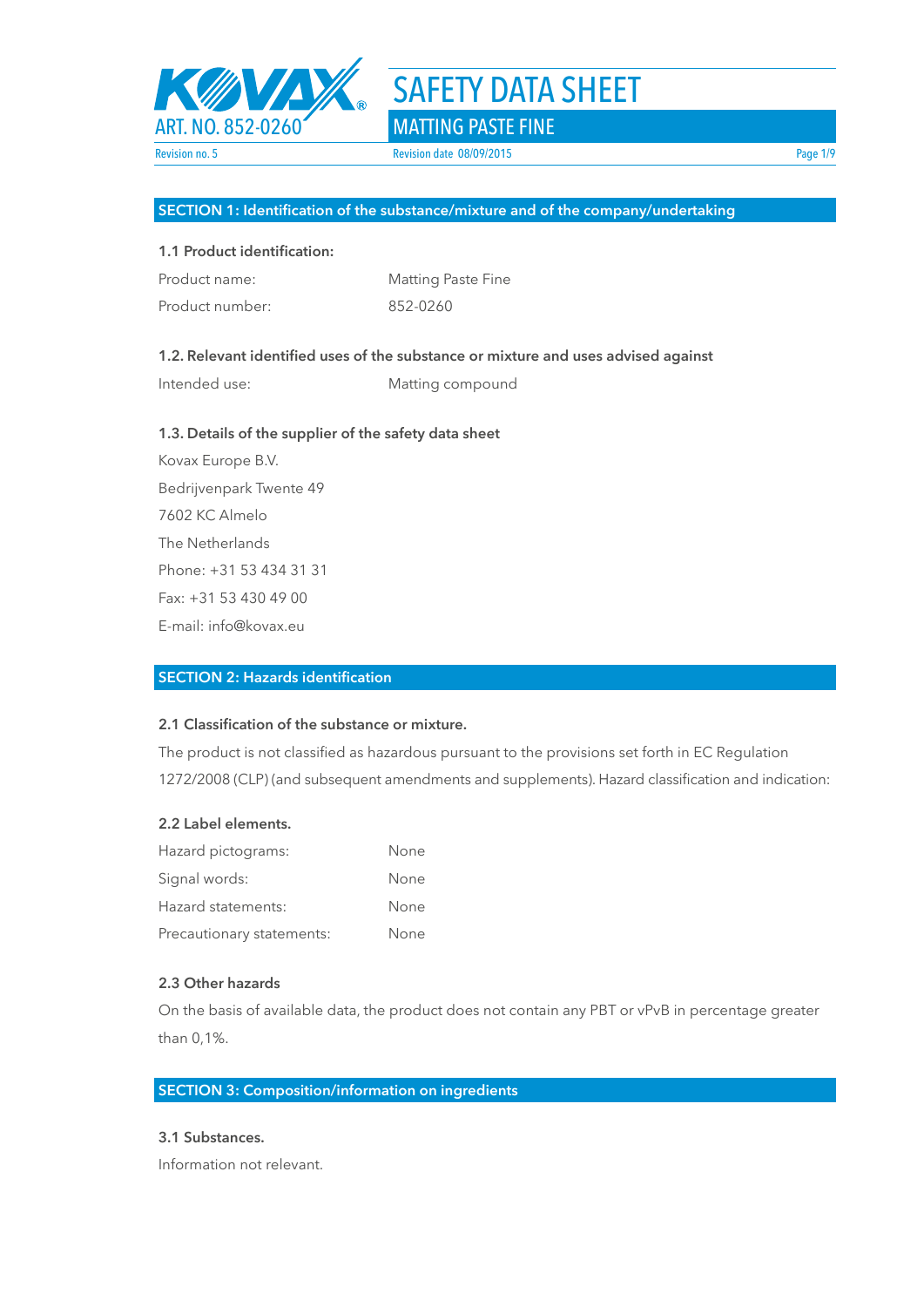# SAFETY DATA SHEET

## MATTING PASTE FINE

ART. NO. 852-0260

Revision no. 5 | Revision date 08/09/2015

## SECTION 1: Identification of the substance/mixture and of the company/undertaking

### 1.1 Product identification:

| | |
|---|---|
| Product name: | Matting Paste Fine |
| Product number: | 852-0260 |

### 1.2. Relevant identified uses of the substance or mixture and uses advised against

| | |
|---|---|
| Intended use: | Matting compound |

### 1.3. Details of the supplier of the safety data sheet

Kovax Europe B.V.
Bedrijvenpark Twente 49
7602 KC Almelo
The Netherlands
Phone: +31 53 434 31 31
Fax: +31 53 430 49 00
E-mail: info@kovax.eu

## SECTION 2: Hazards identification

### 2.1 Classification of the substance or mixture.

The product is not classified as hazardous pursuant to the provisions set forth in EC Regulation 1272/2008 (CLP) (and subsequent amendments and supplements). Hazard classification and indication:

### 2.2 Label elements.

| | |
|---|---|
| Hazard pictograms: | None |
| Signal words: | None |
| Hazard statements: | None |
| Precautionary statements: | None |

### 2.3 Other hazards

On the basis of available data, the product does not contain any PBT or vPvB in percentage greater than 0,1%.

## SECTION 3: Composition/information on ingredients

### 3.1 Substances.

Information not relevant.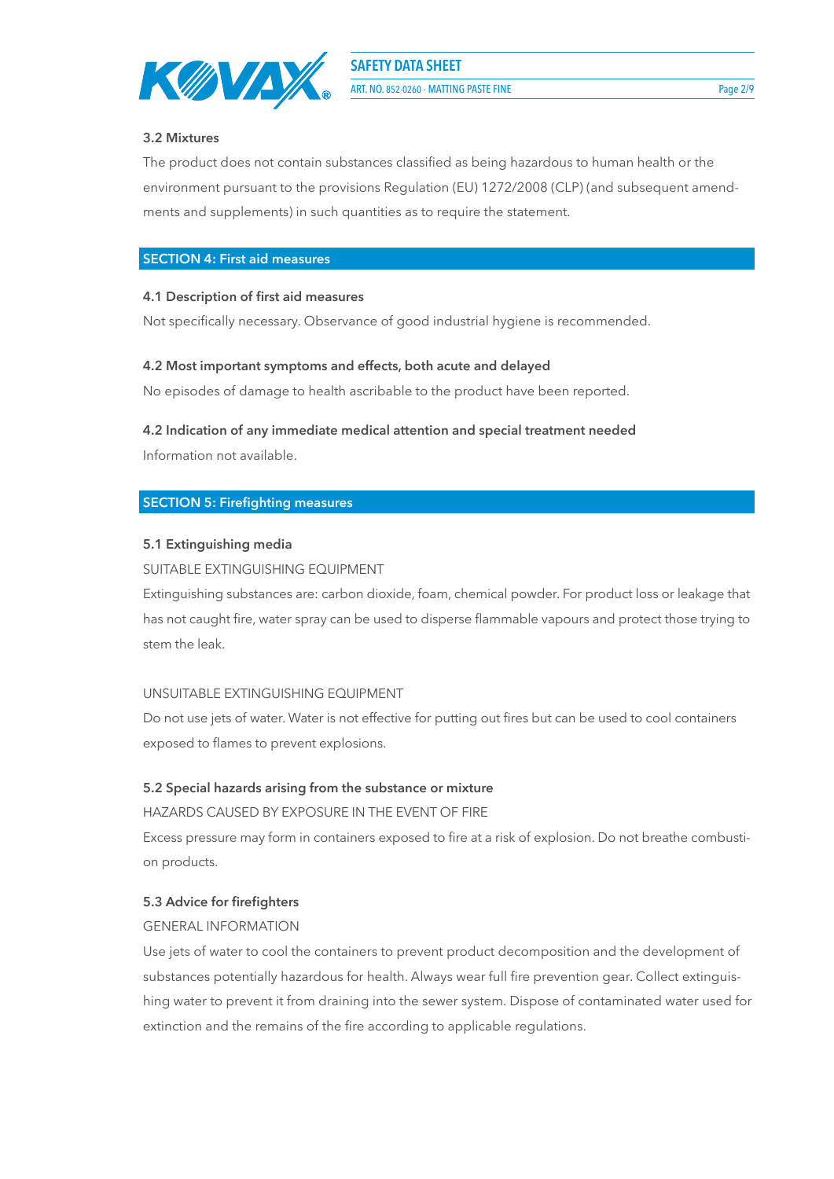### 3.2 Mixtures

The product does not contain substances classified as being hazardous to human health or the environment pursuant to the provisions Regulation (EU) 1272/2008 (CLP) (and subsequent amendments and supplements) in such quantities as to require the statement.

## SECTION 4: First aid measures

### 4.1 Description of first aid measures

Not specifically necessary. Observance of good industrial hygiene is recommended.

### 4.2 Most important symptoms and effects, both acute and delayed

No episodes of damage to health ascribable to the product have been reported.

### 4.2 Indication of any immediate medical attention and special treatment needed

Information not available.

## SECTION 5: Firefighting measures

### 5.1 Extinguishing media

SUITABLE EXTINGUISHING EQUIPMENT

Extinguishing substances are: carbon dioxide, foam, chemical powder. For product loss or leakage that has not caught fire, water spray can be used to disperse flammable vapours and protect those trying to stem the leak.

UNSUITABLE EXTINGUISHING EQUIPMENT

Do not use jets of water. Water is not effective for putting out fires but can be used to cool containers exposed to flames to prevent explosions.

### 5.2 Special hazards arising from the substance or mixture

HAZARDS CAUSED BY EXPOSURE IN THE EVENT OF FIRE

Excess pressure may form in containers exposed to fire at a risk of explosion. Do not breathe combustion products.

### 5.3 Advice for firefighters

GENERAL INFORMATION

Use jets of water to cool the containers to prevent product decomposition and the development of substances potentially hazardous for health. Always wear full fire prevention gear. Collect extinguishing water to prevent it from draining into the sewer system. Dispose of contaminated water used for extinction and the remains of the fire according to applicable regulations.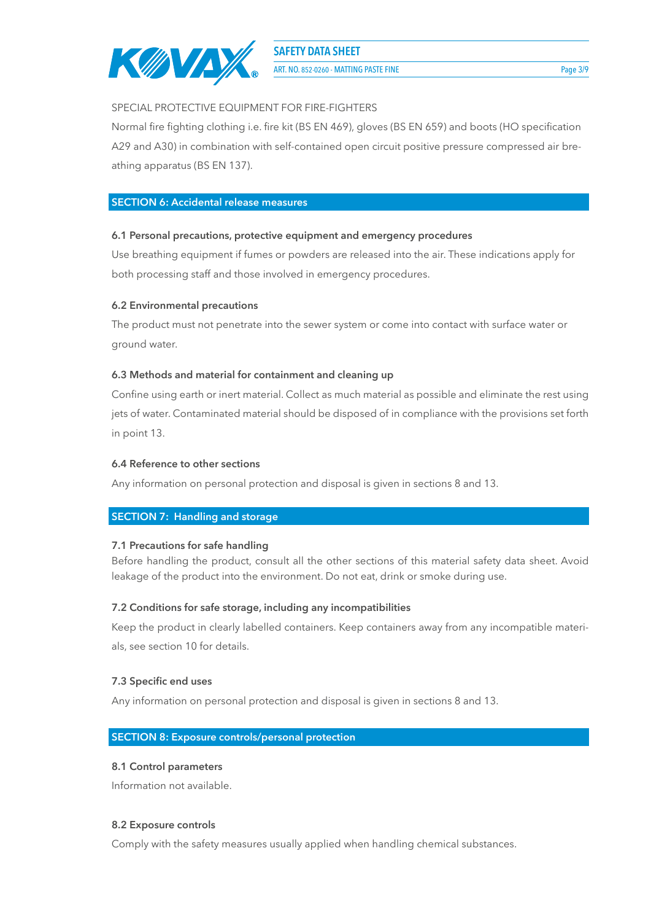SPECIAL PROTECTIVE EQUIPMENT FOR FIRE-FIGHTERS

Normal fire fighting clothing i.e. fire kit (BS EN 469), gloves (BS EN 659) and boots (HO specification A29 and A30) in combination with self-contained open circuit positive pressure compressed air breathing apparatus (BS EN 137).

## SECTION 6: Accidental release measures

### 6.1 Personal precautions, protective equipment and emergency procedures

Use breathing equipment if fumes or powders are released into the air. These indications apply for both processing staff and those involved in emergency procedures.

### 6.2 Environmental precautions

The product must not penetrate into the sewer system or come into contact with surface water or ground water.

### 6.3 Methods and material for containment and cleaning up

Confine using earth or inert material. Collect as much material as possible and eliminate the rest using jets of water. Contaminated material should be disposed of in compliance with the provisions set forth in point 13.

### 6.4 Reference to other sections

Any information on personal protection and disposal is given in sections 8 and 13.

## SECTION 7: Handling and storage

### 7.1 Precautions for safe handling

Before handling the product, consult all the other sections of this material safety data sheet. Avoid leakage of the product into the environment. Do not eat, drink or smoke during use.

### 7.2 Conditions for safe storage, including any incompatibilities

Keep the product in clearly labelled containers. Keep containers away from any incompatible materials, see section 10 for details.

### 7.3 Specific end uses

Any information on personal protection and disposal is given in sections 8 and 13.

## SECTION 8: Exposure controls/personal protection

### 8.1 Control parameters

Information not available.

### 8.2 Exposure controls

Comply with the safety measures usually applied when handling chemical substances.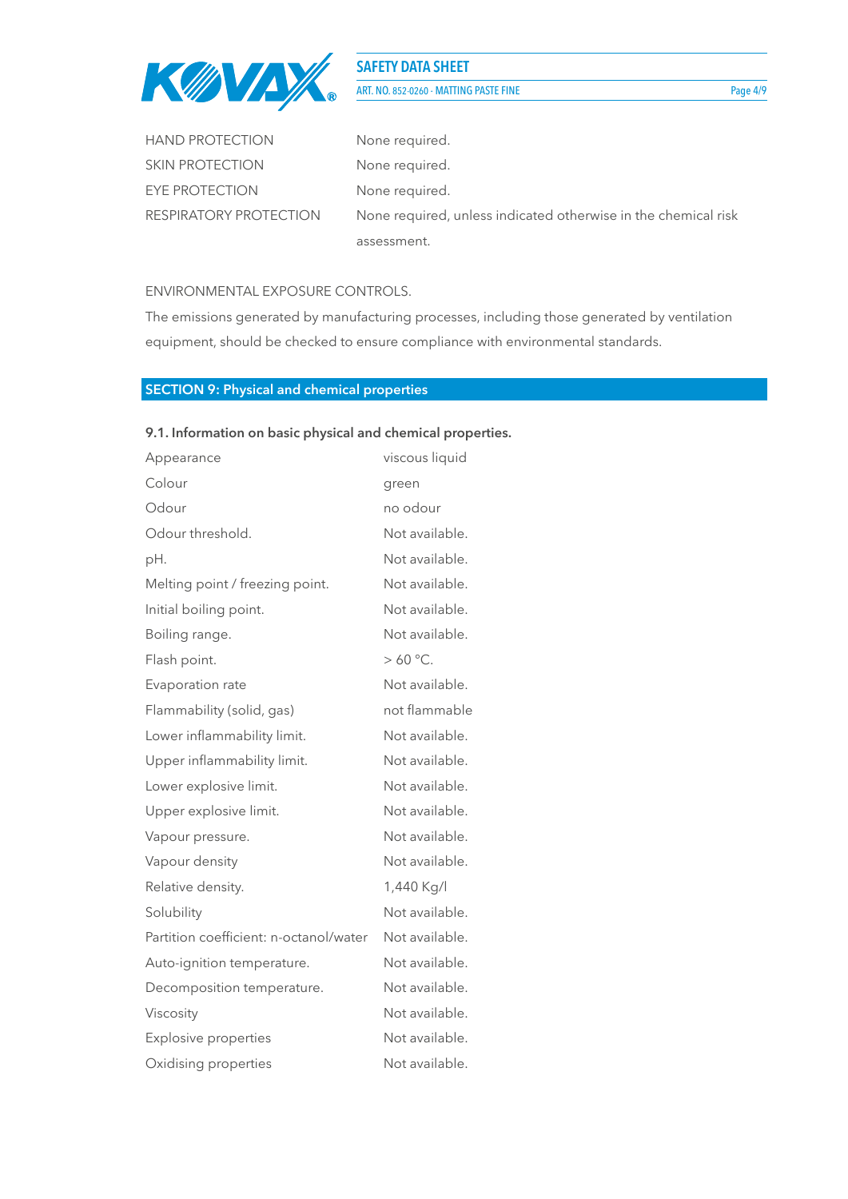| | |
|---|---|
| HAND PROTECTION | None required. |
| SKIN PROTECTION | None required. |
| EYE PROTECTION | None required. |
| RESPIRATORY PROTECTION | None required, unless indicated otherwise in the chemical risk assessment. |

ENVIRONMENTAL EXPOSURE CONTROLS.

The emissions generated by manufacturing processes, including those generated by ventilation equipment, should be checked to ensure compliance with environmental standards.

## SECTION 9: Physical and chemical properties

### 9.1. Information on basic physical and chemical properties.

| | |
|---|---|
| Appearance | viscous liquid |
| Colour | green |
| Odour | no odour |
| Odour threshold. | Not available. |
| pH. | Not available. |
| Melting point / freezing point. | Not available. |
| Initial boiling point. | Not available. |
| Boiling range. | Not available. |
| Flash point. | > 60 °C. |
| Evaporation rate | Not available. |
| Flammability (solid, gas) | not flammable |
| Lower inflammability limit. | Not available. |
| Upper inflammability limit. | Not available. |
| Lower explosive limit. | Not available. |
| Upper explosive limit. | Not available. |
| Vapour pressure. | Not available. |
| Vapour density | Not available. |
| Relative density. | 1,440 Kg/l |
| Solubility | Not available. |
| Partition coefficient: n-octanol/water | Not available. |
| Auto-ignition temperature. | Not available. |
| Decomposition temperature. | Not available. |
| Viscosity | Not available. |
| Explosive properties | Not available. |
| Oxidising properties | Not available. |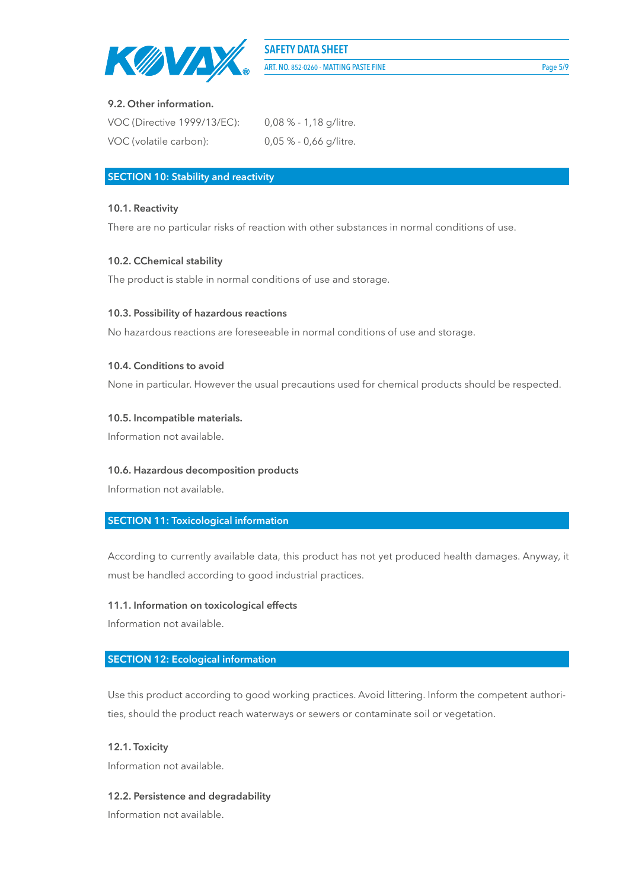### 9.2. Other information.

| | |
|---|---|
| VOC (Directive 1999/13/EC): | 0,08 % - 1,18 g/litre. |
| VOC (volatile carbon): | 0,05 % - 0,66 g/litre. |

## SECTION 10: Stability and reactivity

### 10.1. Reactivity

There are no particular risks of reaction with other substances in normal conditions of use.

### 10.2. CChemical stability

The product is stable in normal conditions of use and storage.

### 10.3. Possibility of hazardous reactions

No hazardous reactions are foreseeable in normal conditions of use and storage.

### 10.4. Conditions to avoid

None in particular. However the usual precautions used for chemical products should be respected.

### 10.5. Incompatible materials.

Information not available.

### 10.6. Hazardous decomposition products

Information not available.

## SECTION 11: Toxicological information

According to currently available data, this product has not yet produced health damages. Anyway, it must be handled according to good industrial practices.

### 11.1. Information on toxicological effects

Information not available.

## SECTION 12: Ecological information

Use this product according to good working practices. Avoid littering. Inform the competent authorities, should the product reach waterways or sewers or contaminate soil or vegetation.

### 12.1. Toxicity

Information not available.

### 12.2. Persistence and degradability

Information not available.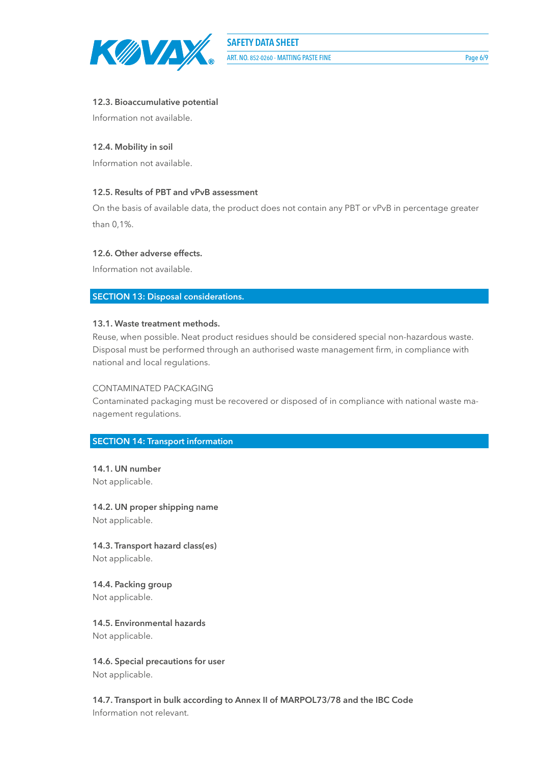### 12.3. Bioaccumulative potential

Information not available.

### 12.4. Mobility in soil

Information not available.

### 12.5. Results of PBT and vPvB assessment

On the basis of available data, the product does not contain any PBT or vPvB in percentage greater than 0,1%.

### 12.6. Other adverse effects.

Information not available.

## SECTION 13: Disposal considerations.

### 13.1. Waste treatment methods.

Reuse, when possible. Neat product residues should be considered special non-hazardous waste. Disposal must be performed through an authorised waste management firm, in compliance with national and local regulations.

CONTAMINATED PACKAGING

Contaminated packaging must be recovered or disposed of in compliance with national waste management regulations.

## SECTION 14: Transport information

### 14.1. UN number

Not applicable.

### 14.2. UN proper shipping name

Not applicable.

### 14.3. Transport hazard class(es)

Not applicable.

### 14.4. Packing group

Not applicable.

### 14.5. Environmental hazards

Not applicable.

### 14.6. Special precautions for user

Not applicable.

### 14.7. Transport in bulk according to Annex II of MARPOL73/78 and the IBC Code

Information not relevant.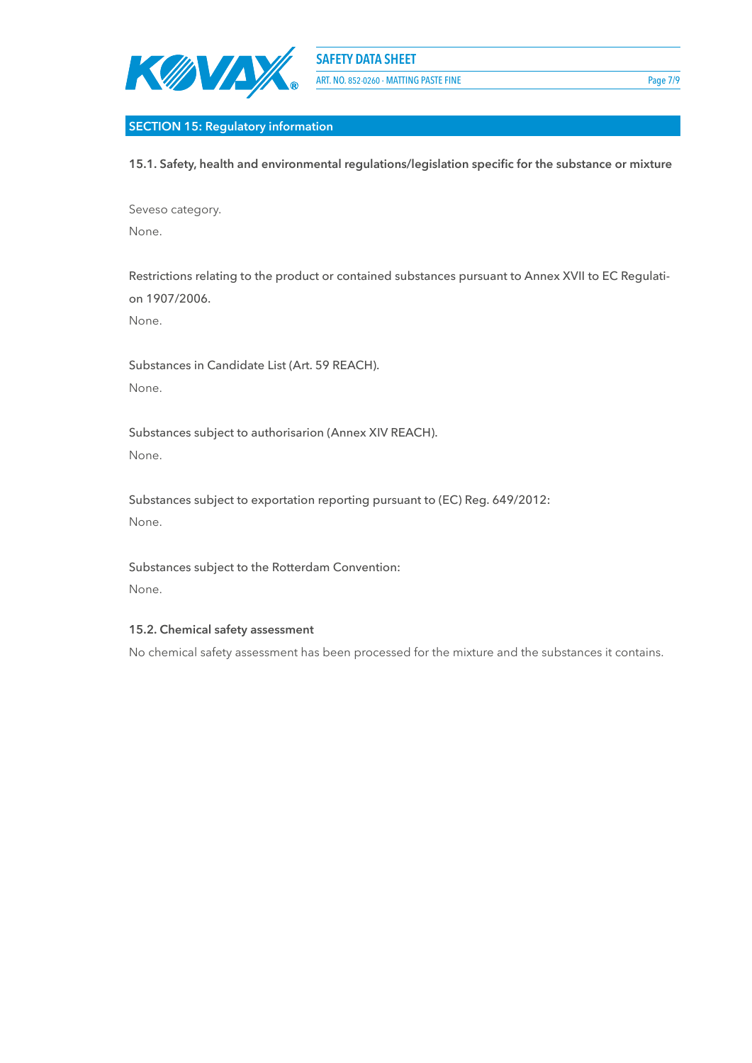## SECTION 15: Regulatory information

### 15.1. Safety, health and environmental regulations/legislation specific for the substance or mixture

Seveso category.

None.

Restrictions relating to the product or contained substances pursuant to Annex XVII to EC Regulation 1907/2006.

None.

Substances in Candidate List (Art. 59 REACH).

None.

Substances subject to authorisarion (Annex XIV REACH).

None.

Substances subject to exportation reporting pursuant to (EC) Reg. 649/2012:

None.

Substances subject to the Rotterdam Convention:

None.

### 15.2. Chemical safety assessment

No chemical safety assessment has been processed for the mixture and the substances it contains.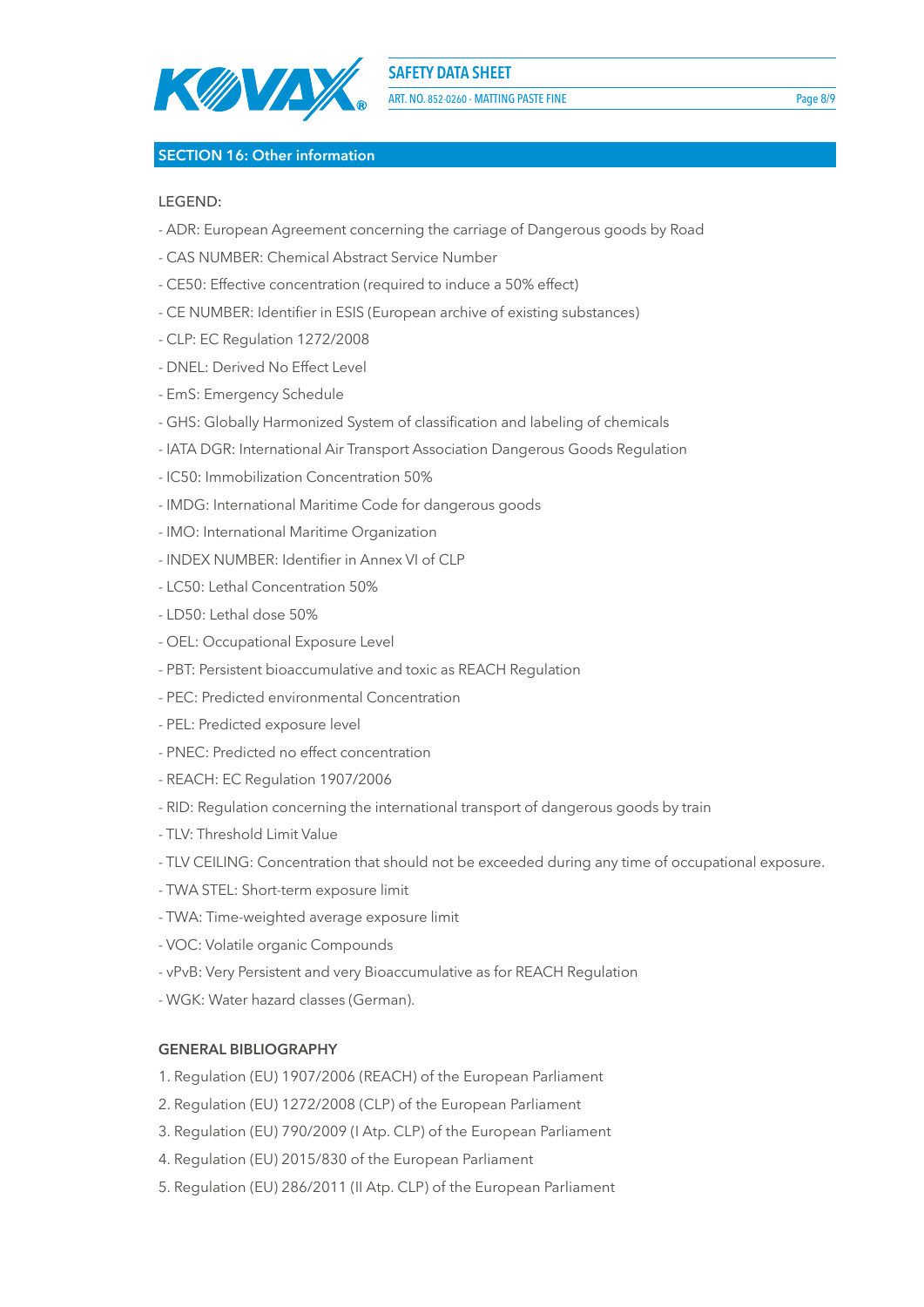## SECTION 16: Other information

LEGEND:

- ADR: European Agreement concerning the carriage of Dangerous goods by Road
- CAS NUMBER: Chemical Abstract Service Number
- CE50: Effective concentration (required to induce a 50% effect)
- CE NUMBER: Identifier in ESIS (European archive of existing substances)
- CLP: EC Regulation 1272/2008
- DNEL: Derived No Effect Level
- EmS: Emergency Schedule
- GHS: Globally Harmonized System of classification and labeling of chemicals
- IATA DGR: International Air Transport Association Dangerous Goods Regulation
- IC50: Immobilization Concentration 50%
- IMDG: International Maritime Code for dangerous goods
- IMO: International Maritime Organization
- INDEX NUMBER: Identifier in Annex VI of CLP
- LC50: Lethal Concentration 50%
- LD50: Lethal dose 50%
- OEL: Occupational Exposure Level
- PBT: Persistent bioaccumulative and toxic as REACH Regulation
- PEC: Predicted environmental Concentration
- PEL: Predicted exposure level
- PNEC: Predicted no effect concentration
- REACH: EC Regulation 1907/2006
- RID: Regulation concerning the international transport of dangerous goods by train
- TLV: Threshold Limit Value
- TLV CEILING: Concentration that should not be exceeded during any time of occupational exposure.
- TWA STEL: Short-term exposure limit
- TWA: Time-weighted average exposure limit
- VOC: Volatile organic Compounds
- vPvB: Very Persistent and very Bioaccumulative as for REACH Regulation
- WGK: Water hazard classes (German).

**GENERAL BIBLIOGRAPHY**

1. Regulation (EU) 1907/2006 (REACH) of the European Parliament
2. Regulation (EU) 1272/2008 (CLP) of the European Parliament
3. Regulation (EU) 790/2009 (I Atp. CLP) of the European Parliament
4. Regulation (EU) 2015/830 of the European Parliament
5. Regulation (EU) 286/2011 (II Atp. CLP) of the European Parliament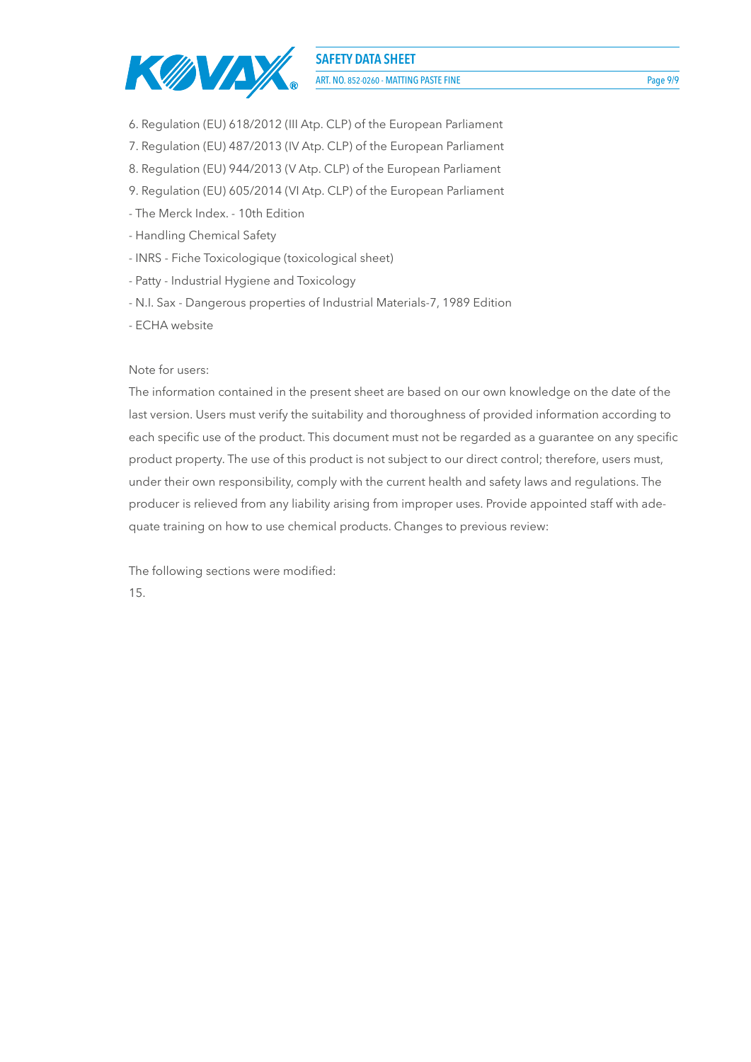6. Regulation (EU) 618/2012 (III Atp. CLP) of the European Parliament
7. Regulation (EU) 487/2013 (IV Atp. CLP) of the European Parliament
8. Regulation (EU) 944/2013 (V Atp. CLP) of the European Parliament
9. Regulation (EU) 605/2014 (VI Atp. CLP) of the European Parliament

- The Merck Index. - 10th Edition
- Handling Chemical Safety
- INRS - Fiche Toxicologique (toxicological sheet)
- Patty - Industrial Hygiene and Toxicology
- N.I. Sax - Dangerous properties of Industrial Materials-7, 1989 Edition
- ECHA website

Note for users:

The information contained in the present sheet are based on our own knowledge on the date of the last version. Users must verify the suitability and thoroughness of provided information according to each specific use of the product. This document must not be regarded as a guarantee on any specific product property. The use of this product is not subject to our direct control; therefore, users must, under their own responsibility, comply with the current health and safety laws and regulations. The producer is relieved from any liability arising from improper uses. Provide appointed staff with adequate training on how to use chemical products. Changes to previous review:

The following sections were modified:

15.